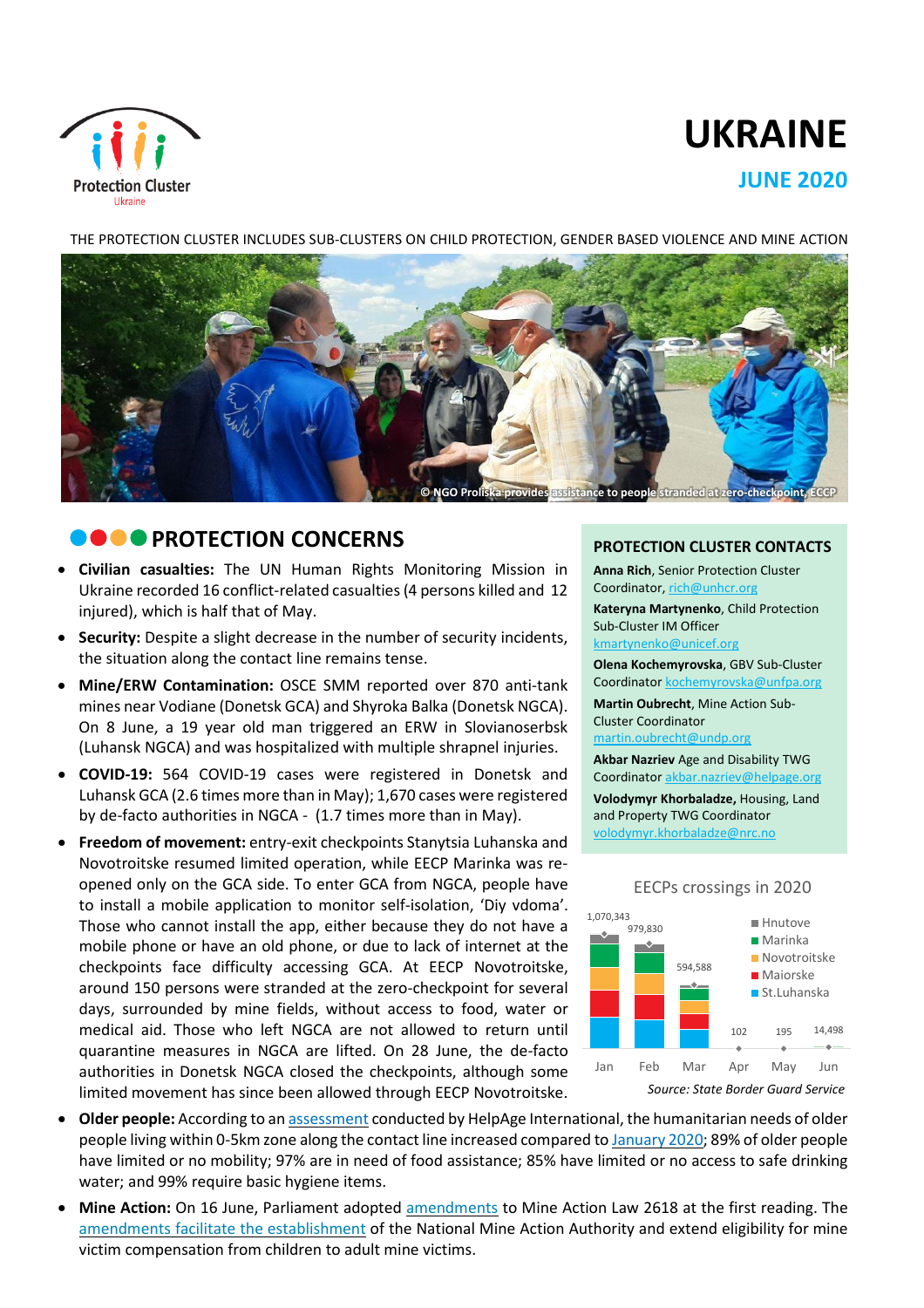# UKRAINE

## JUNE 2020

THE PROTECTION CLUSTER INCLUDES SUB-CLUSTERS ON CHILD PROTECTION, GENDER BASED VIOLENCE AND MINE ACTION

© NGO Proliska provides assistance to people stranded at zero-checkpoint, EECP

## PROTECTION CONCERNS

- **Civilian casualties:** The UN Human Rights Monitoring Mission in Ukraine recorded 16 conflict-related casualties (4 persons killed and 12 injured), which is half that of May.
- **Security:** Despite a slight decrease in the number of security incidents, the situation along the contact line remains tense.
- **Mine/ERW Contamination:** OSCE SMM reported over 870 anti-tank mines near Vodiane (Donetsk GCA) and Shyroka Balka (Donetsk NGCA). On 8 June, a 19 year old man triggered an ERW in Slovianoserbsk (Luhansk NGCA) and was hospitalized with multiple shrapnel injuries.
- **COVID-19:** 564 COVID-19 cases were registered in Donetsk and Luhansk GCA (2.6 times more than in May); 1,670 cases were registered by de-facto authorities in NGCA - (1.7 times more than in May).
- **Freedom of movement:** entry-exit checkpoints Stanytsia Luhanska and Novotroitske resumed limited operation, while EECP Marinka was re-opened only on the GCA side. To enter GCA from NGCA, people have to install a mobile application to monitor self-isolation, 'Diy vdoma'. Those who cannot install the app, either because they do not have a mobile phone or have an old phone, or due to lack of internet at the checkpoints face difficulty accessing GCA. At EECP Novotroitske, around 150 persons were stranded at the zero-checkpoint for several days, surrounded by mine fields, without access to food, water or medical aid. Those who left NGCA are not allowed to return until quarantine measures in NGCA are lifted. On 28 June, the de-facto authorities in Donetsk NGCA closed the checkpoints, although some limited movement has since been allowed through EECP Novotroitske.
- **Older people:** According to an assessment conducted by HelpAge International, the humanitarian needs of older people living within 0-5km zone along the contact line increased compared to January 2020; 89% of older people have limited or no mobility; 97% are in need of food assistance; 85% have limited or no access to safe drinking water; and 99% require basic hygiene items.
- **Mine Action:** On 16 June, Parliament adopted amendments to Mine Action Law 2618 at the first reading. The amendments facilitate the establishment of the National Mine Action Authority and extend eligibility for mine victim compensation from children to adult mine victims.

## PROTECTION CLUSTER CONTACTS

**Anna Rich**, Senior Protection Cluster Coordinator, rich@unhcr.org

**Kateryna Martynenko**, Child Protection Sub-Cluster IM Officer kmartynenko@unicef.org

**Olena Kochemyrovska**, GBV Sub-Cluster Coordinator kochemyrovska@unfpa.org

**Martin Oubrecht**, Mine Action Sub-Cluster Coordinator martin.oubrecht@undp.org

**Akbar Nazriev** Age and Disability TWG Coordinator akbar.nazriev@helpage.org

**Volodymyr Khorbaladze,** Housing, Land and Property TWG Coordinator volodymyr.khorbaladze@nrc.no

**EECPs crossings in 2020**

| Month | Total crossings |
|---|---|
| Jan | 1,070,343 |
| Feb | 979,830 |
| Mar | 594,588 |
| Apr | 102 |
| May | 195 |
| Jun | 14,498 |

Legend: Hnutove, Marinka, Novotroitske, Maiorske, St.Luhanska

*Source: State Border Guard Service*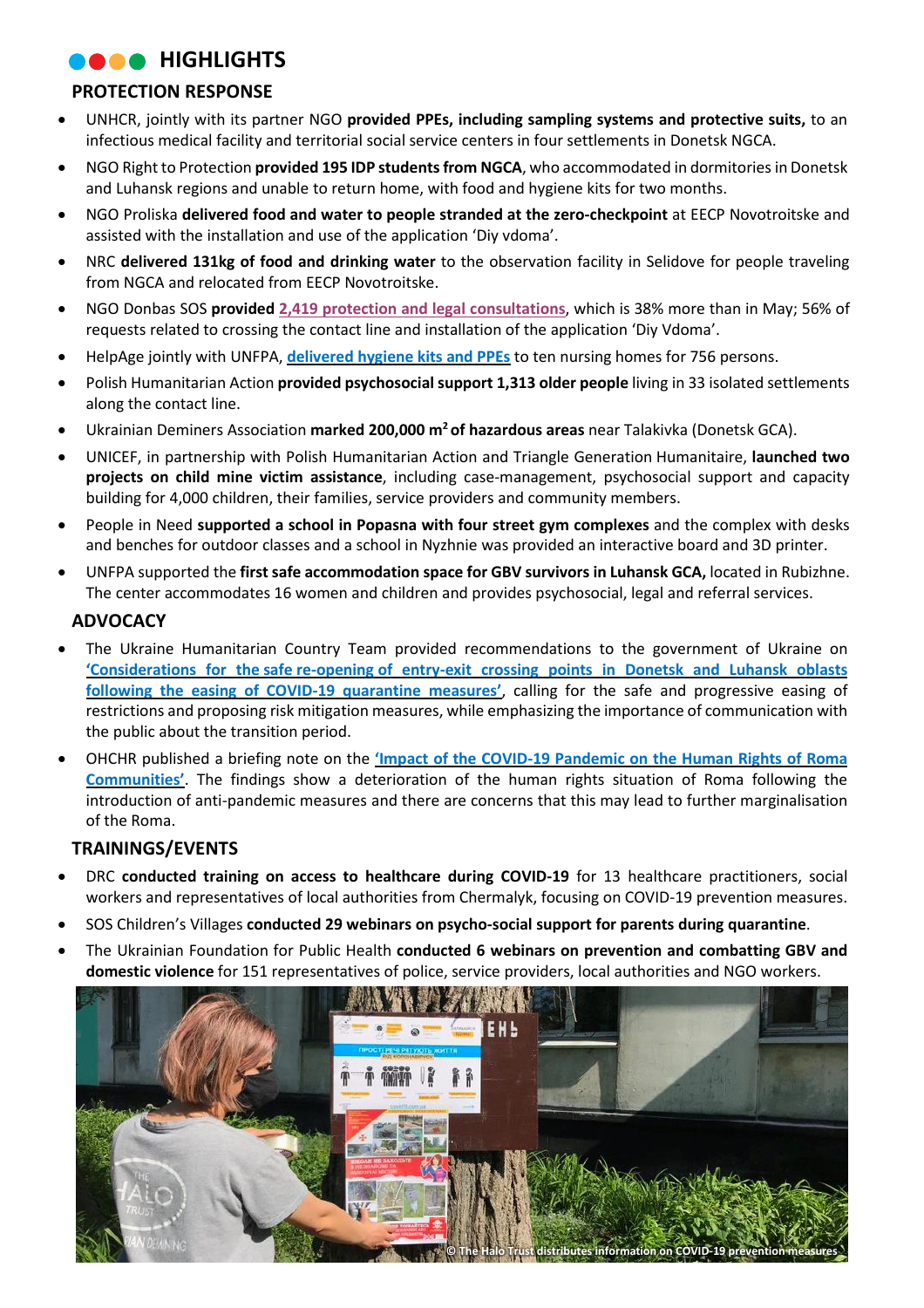## HIGHLIGHTS

### PROTECTION RESPONSE

- UNHCR, jointly with its partner NGO **provided PPEs, including sampling systems and protective suits,** to an infectious medical facility and territorial social service centers in four settlements in Donetsk NGCA.
- NGO Right to Protection **provided 195 IDP students from NGCA**, who accommodated in dormitories in Donetsk and Luhansk regions and unable to return home, with food and hygiene kits for two months.
- NGO Proliska **delivered food and water to people stranded at the zero-checkpoint** at EECP Novotroitske and assisted with the installation and use of the application 'Diy vdoma'.
- NRC **delivered 131kg of food and drinking water** to the observation facility in Selidove for people traveling from NGCA and relocated from EECP Novotroitske.
- NGO Donbas SOS **provided 2,419 protection and legal consultations**, which is 38% more than in May; 56% of requests related to crossing the contact line and installation of the application 'Diy Vdoma'.
- HelpAge jointly with UNFPA, **delivered hygiene kits and PPEs** to ten nursing homes for 756 persons.
- Polish Humanitarian Action **provided psychosocial support 1,313 older people** living in 33 isolated settlements along the contact line.
- Ukrainian Deminers Association **marked 200,000 m$^2$ of hazardous areas** near Talakivka (Donetsk GCA).
- UNICEF, in partnership with Polish Humanitarian Action and Triangle Generation Humanitaire, **launched two projects on child mine victim assistance**, including case-management, psychosocial support and capacity building for 4,000 children, their families, service providers and community members.
- People in Need **supported a school in Popasna with four street gym complexes** and the complex with desks and benches for outdoor classes and a school in Nyzhnie was provided an interactive board and 3D printer.
- UNFPA supported the **first safe accommodation space for GBV survivors in Luhansk GCA,** located in Rubizhne. The center accommodates 16 women and children and provides psychosocial, legal and referral services.

### ADVOCACY

- The Ukraine Humanitarian Country Team provided recommendations to the government of Ukraine on **'Considerations for the safe re-opening of entry-exit crossing points in Donetsk and Luhansk oblasts following the easing of COVID-19 quarantine measures'**, calling for the safe and progressive easing of restrictions and proposing risk mitigation measures, while emphasizing the importance of communication with the public about the transition period.
- OHCHR published a briefing note on the **'Impact of the COVID-19 Pandemic on the Human Rights of Roma Communities'**. The findings show a deterioration of the human rights situation of Roma following the introduction of anti-pandemic measures and there are concerns that this may lead to further marginalisation of the Roma.

### TRAININGS/EVENTS

- DRC **conducted training on access to healthcare during COVID-19** for 13 healthcare practitioners, social workers and representatives of local authorities from Chermalyk, focusing on COVID-19 prevention measures.
- SOS Children's Villages **conducted 29 webinars on psycho-social support for parents during quarantine**.
- The Ukrainian Foundation for Public Health **conducted 6 webinars on prevention and combatting GBV and domestic violence** for 151 representatives of police, service providers, local authorities and NGO workers.

© The Halo Trust distributes information on COVID-19 prevention measures